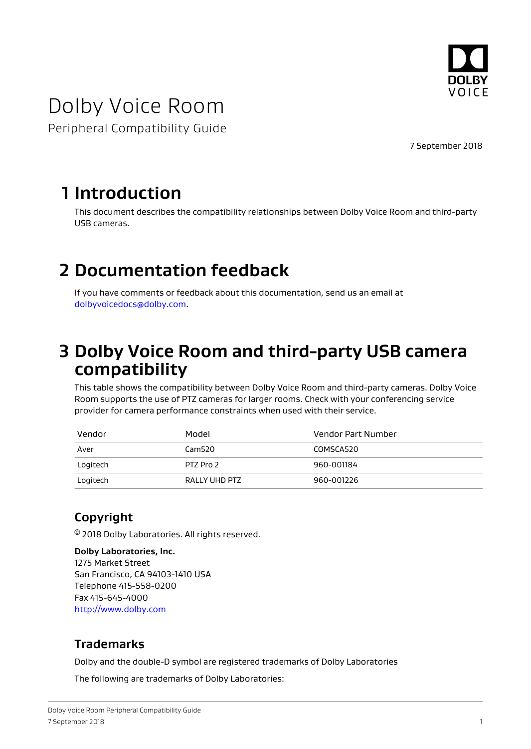# Dolby Voice Room

Peripheral Compatibility Guide

7 September 2018

## 1 Introduction

This document describes the compatibility relationships between Dolby Voice Room and third-party USB cameras.

## 2 Documentation feedback

If you have comments or feedback about this documentation, send us an email at dolbyvoicedocs@dolby.com.

## 3 Dolby Voice Room and third-party USB camera compatibility

This table shows the compatibility between Dolby Voice Room and third-party cameras. Dolby Voice Room supports the use of PTZ cameras for larger rooms. Check with your conferencing service provider for camera performance constraints when used with their service.

| Vendor | Model | Vendor Part Number |
|---|---|---|
| Aver | Cam520 | COMSCA520 |
| Logitech | PTZ Pro 2 | 960-001184 |
| Logitech | RALLY UHD PTZ | 960-001226 |

### Copyright

© 2018 Dolby Laboratories. All rights reserved.

**Dolby Laboratories, Inc.**
1275 Market Street
San Francisco, CA 94103-1410 USA
Telephone 415-558-0200
Fax 415-645-4000
http://www.dolby.com

### Trademarks

Dolby and the double-D symbol are registered trademarks of Dolby Laboratories

The following are trademarks of Dolby Laboratories: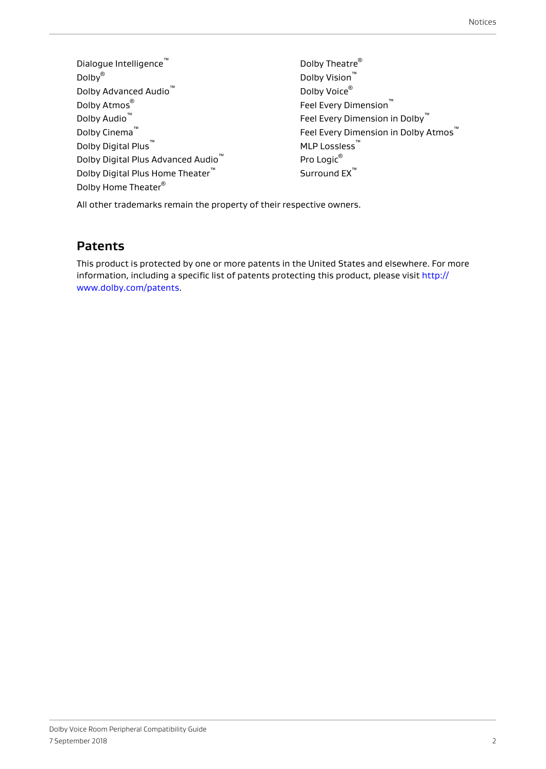Dialogue Intelligence™
Dolby®
Dolby Advanced Audio™
Dolby Atmos®
Dolby Audio™
Dolby Cinema™
Dolby Digital Plus™
Dolby Digital Plus Advanced Audio™
Dolby Digital Plus Home Theater™
Dolby Home Theater®
Dolby Theatre®
Dolby Vision™
Dolby Voice®
Feel Every Dimension™
Feel Every Dimension in Dolby™
Feel Every Dimension in Dolby Atmos™
MLP Lossless™
Pro Logic®
Surround EX™

All other trademarks remain the property of their respective owners.

## Patents

This product is protected by one or more patents in the United States and elsewhere. For more information, including a specific list of patents protecting this product, please visit http://www.dolby.com/patents.